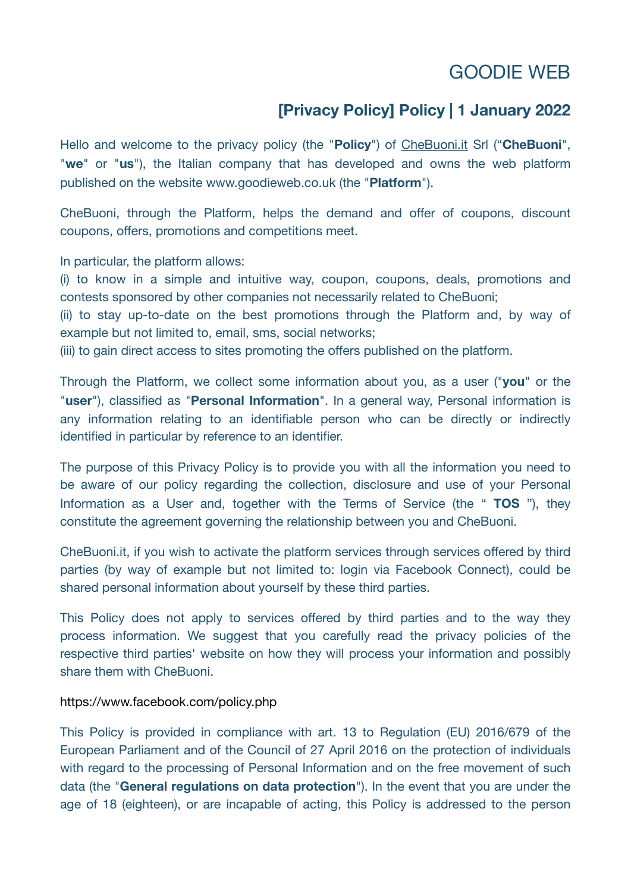# GOODIE WEB

## [Privacy Policy] Policy | 1 January 2022

Hello and welcome to the privacy policy (the "**Policy**") of CheBuoni.it Srl ("**CheBuoni**", "**we**" or "**us**"), the Italian company that has developed and owns the web platform published on the website www.goodieweb.co.uk (the "**Platform**").

CheBuoni, through the Platform, helps the demand and offer of coupons, discount coupons, offers, promotions and competitions meet.

In particular, the platform allows:
(i) to know in a simple and intuitive way, coupon, coupons, deals, promotions and contests sponsored by other companies not necessarily related to CheBuoni;
(ii) to stay up-to-date on the best promotions through the Platform and, by way of example but not limited to, email, sms, social networks;
(iii) to gain direct access to sites promoting the offers published on the platform.

Through the Platform, we collect some information about you, as a user ("**you**" or the "**user**"), classified as "**Personal Information**". In a general way, Personal information is any information relating to an identifiable person who can be directly or indirectly identified in particular by reference to an identifier.

The purpose of this Privacy Policy is to provide you with all the information you need to be aware of our policy regarding the collection, disclosure and use of your Personal Information as a User and, together with the Terms of Service (the " **TOS** "), they constitute the agreement governing the relationship between you and CheBuoni.

CheBuoni.it, if you wish to activate the platform services through services offered by third parties (by way of example but not limited to: login via Facebook Connect), could be shared personal information about yourself by these third parties.

This Policy does not apply to services offered by third parties and to the way they process information. We suggest that you carefully read the privacy policies of the respective third parties' website on how they will process your information and possibly share them with CheBuoni.

https://www.facebook.com/policy.php

This Policy is provided in compliance with art. 13 to Regulation (EU) 2016/679 of the European Parliament and of the Council of 27 April 2016 on the protection of individuals with regard to the processing of Personal Information and on the free movement of such data (the "**General regulations on data protection**"). In the event that you are under the age of 18 (eighteen), or are incapable of acting, this Policy is addressed to the person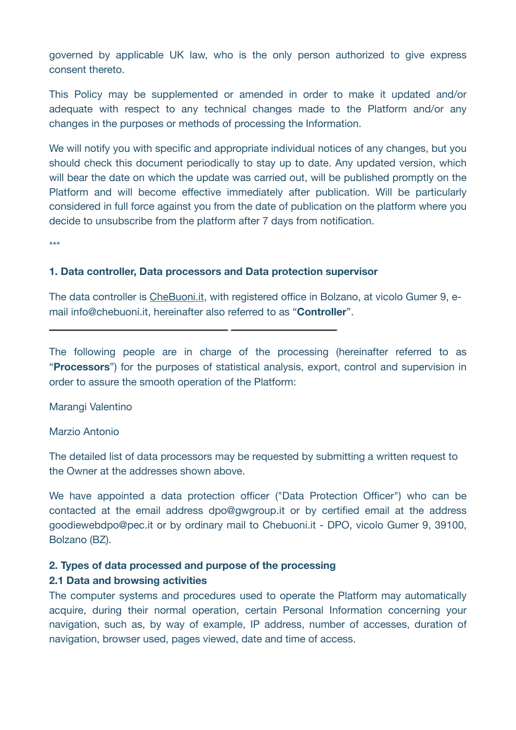governed by applicable UK law, who is the only person authorized to give express consent thereto.

This Policy may be supplemented or amended in order to make it updated and/or adequate with respect to any technical changes made to the Platform and/or any changes in the purposes or methods of processing the Information.

We will notify you with specific and appropriate individual notices of any changes, but you should check this document periodically to stay up to date. Any updated version, which will bear the date on which the update was carried out, will be published promptly on the Platform and will become effective immediately after publication. Will be particularly considered in full force against you from the date of publication on the platform where you decide to unsubscribe from the platform after 7 days from notification.

***

**1. Data controller, Data processors and Data protection supervisor**

The data controller is CheBuoni.it, with registered office in Bolzano, at vicolo Gumer 9, e-mail info@chebuoni.it, hereinafter also referred to as "**Controller**".

---

The following people are in charge of the processing (hereinafter referred to as "**Processors**") for the purposes of statistical analysis, export, control and supervision in order to assure the smooth operation of the Platform:

Marangi Valentino

Marzio Antonio

The detailed list of data processors may be requested by submitting a written request to the Owner at the addresses shown above.

We have appointed a data protection officer ("Data Protection Officer") who can be contacted at the email address dpo@gwgroup.it or by certified email at the address goodiewebdpo@pec.it or by ordinary mail to Chebuoni.it - DPO, vicolo Gumer 9, 39100, Bolzano (BZ).

**2. Types of data processed and purpose of the processing**

**2.1 Data and browsing activities**

The computer systems and procedures used to operate the Platform may automatically acquire, during their normal operation, certain Personal Information concerning your navigation, such as, by way of example, IP address, number of accesses, duration of navigation, browser used, pages viewed, date and time of access.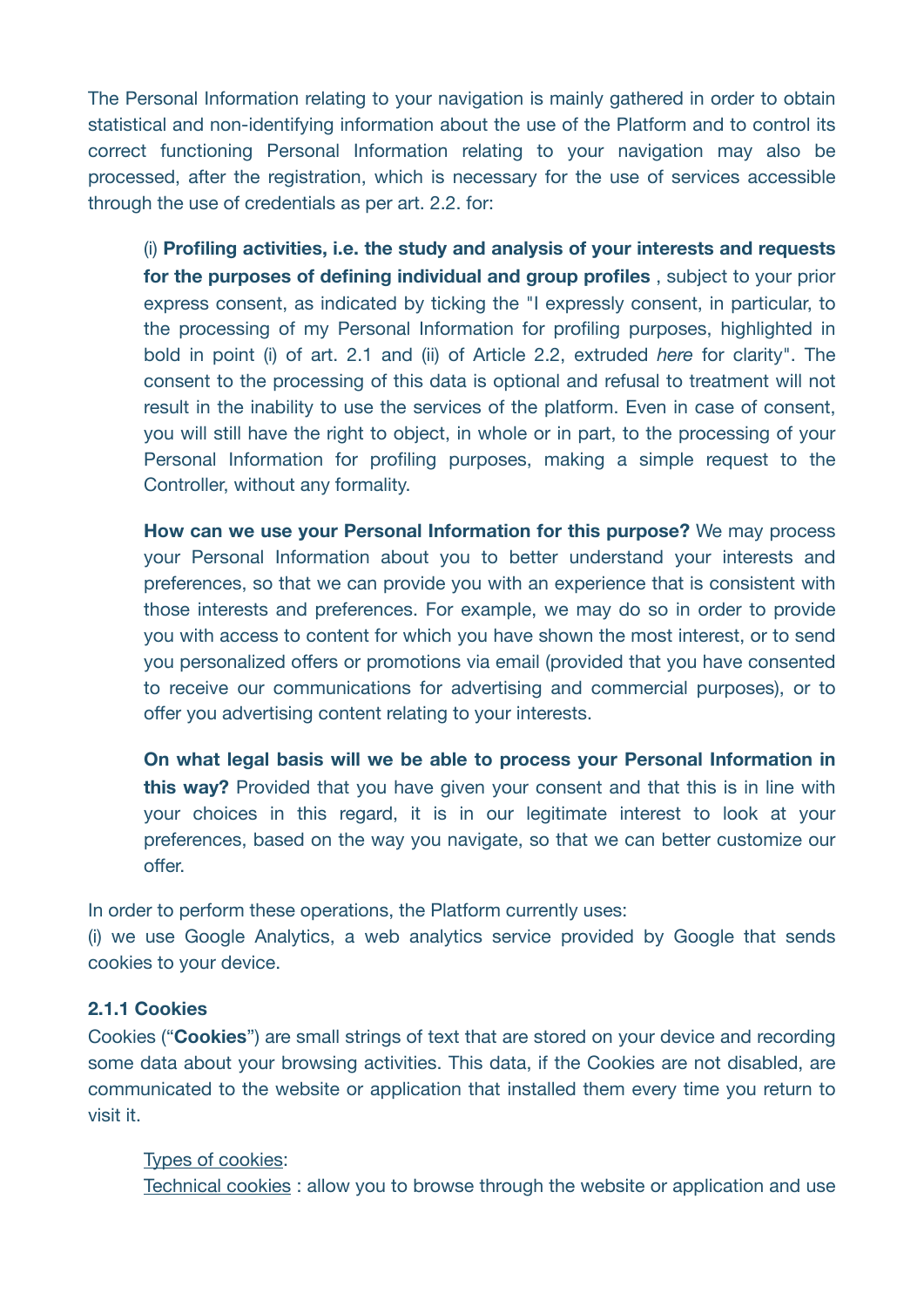The Personal Information relating to your navigation is mainly gathered in order to obtain statistical and non-identifying information about the use of the Platform and to control its correct functioning Personal Information relating to your navigation may also be processed, after the registration, which is necessary for the use of services accessible through the use of credentials as per art. 2.2. for:

(i) **Profiling activities, i.e. the study and analysis of your interests and requests for the purposes of defining individual and group profiles** , subject to your prior express consent, as indicated by ticking the "I expressly consent, in particular, to the processing of my Personal Information for profiling purposes, highlighted in bold in point (i) of art. 2.1 and (ii) of Article 2.2, extruded *here* for clarity". The consent to the processing of this data is optional and refusal to treatment will not result in the inability to use the services of the platform. Even in case of consent, you will still have the right to object, in whole or in part, to the processing of your Personal Information for profiling purposes, making a simple request to the Controller, without any formality.

**How can we use your Personal Information for this purpose?** We may process your Personal Information about you to better understand your interests and preferences, so that we can provide you with an experience that is consistent with those interests and preferences. For example, we may do so in order to provide you with access to content for which you have shown the most interest, or to send you personalized offers or promotions via email (provided that you have consented to receive our communications for advertising and commercial purposes), or to offer you advertising content relating to your interests.

**On what legal basis will we be able to process your Personal Information in this way?** Provided that you have given your consent and that this is in line with your choices in this regard, it is in our legitimate interest to look at your preferences, based on the way you navigate, so that we can better customize our offer.

In order to perform these operations, the Platform currently uses:
(i) we use Google Analytics, a web analytics service provided by Google that sends cookies to your device.

### 2.1.1 Cookies

Cookies ("**Cookies**") are small strings of text that are stored on your device and recording some data about your browsing activities. This data, if the Cookies are not disabled, are communicated to the website or application that installed them every time you return to visit it.

Types of cookies:
Technical cookies : allow you to browse through the website or application and use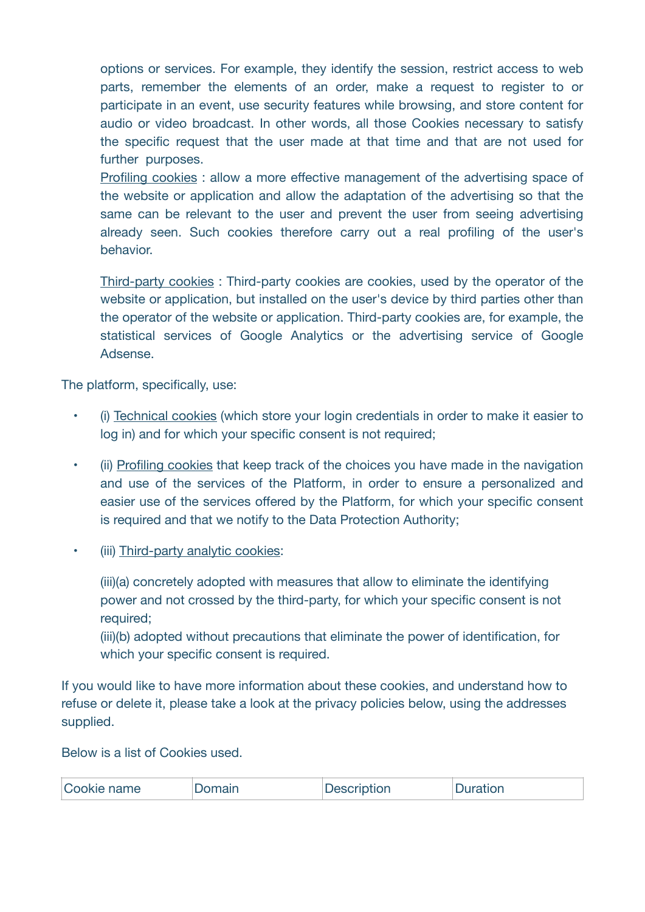options or services. For example, they identify the session, restrict access to web parts, remember the elements of an order, make a request to register to or participate in an event, use security features while browsing, and store content for audio or video broadcast. In other words, all those Cookies necessary to satisfy the specific request that the user made at that time and that are not used for further purposes.

Profiling cookies : allow a more effective management of the advertising space of the website or application and allow the adaptation of the advertising so that the same can be relevant to the user and prevent the user from seeing advertising already seen. Such cookies therefore carry out a real profiling of the user's behavior.

Third-party cookies : Third-party cookies are cookies, used by the operator of the website or application, but installed on the user's device by third parties other than the operator of the website or application. Third-party cookies are, for example, the statistical services of Google Analytics or the advertising service of Google Adsense.

The platform, specifically, use:

- (i) Technical cookies (which store your login credentials in order to make it easier to log in) and for which your specific consent is not required;
- (ii) Profiling cookies that keep track of the choices you have made in the navigation and use of the services of the Platform, in order to ensure a personalized and easier use of the services offered by the Platform, for which your specific consent is required and that we notify to the Data Protection Authority;
- (iii) Third-party analytic cookies:

  (iii)(a) concretely adopted with measures that allow to eliminate the identifying power and not crossed by the third-party, for which your specific consent is not required;
  (iii)(b) adopted without precautions that eliminate the power of identification, for which your specific consent is required.

If you would like to have more information about these cookies, and understand how to refuse or delete it, please take a look at the privacy policies below, using the addresses supplied.

Below is a list of Cookies used.

| Cookie name | Domain | Description | Duration |
| --- | --- | --- | --- |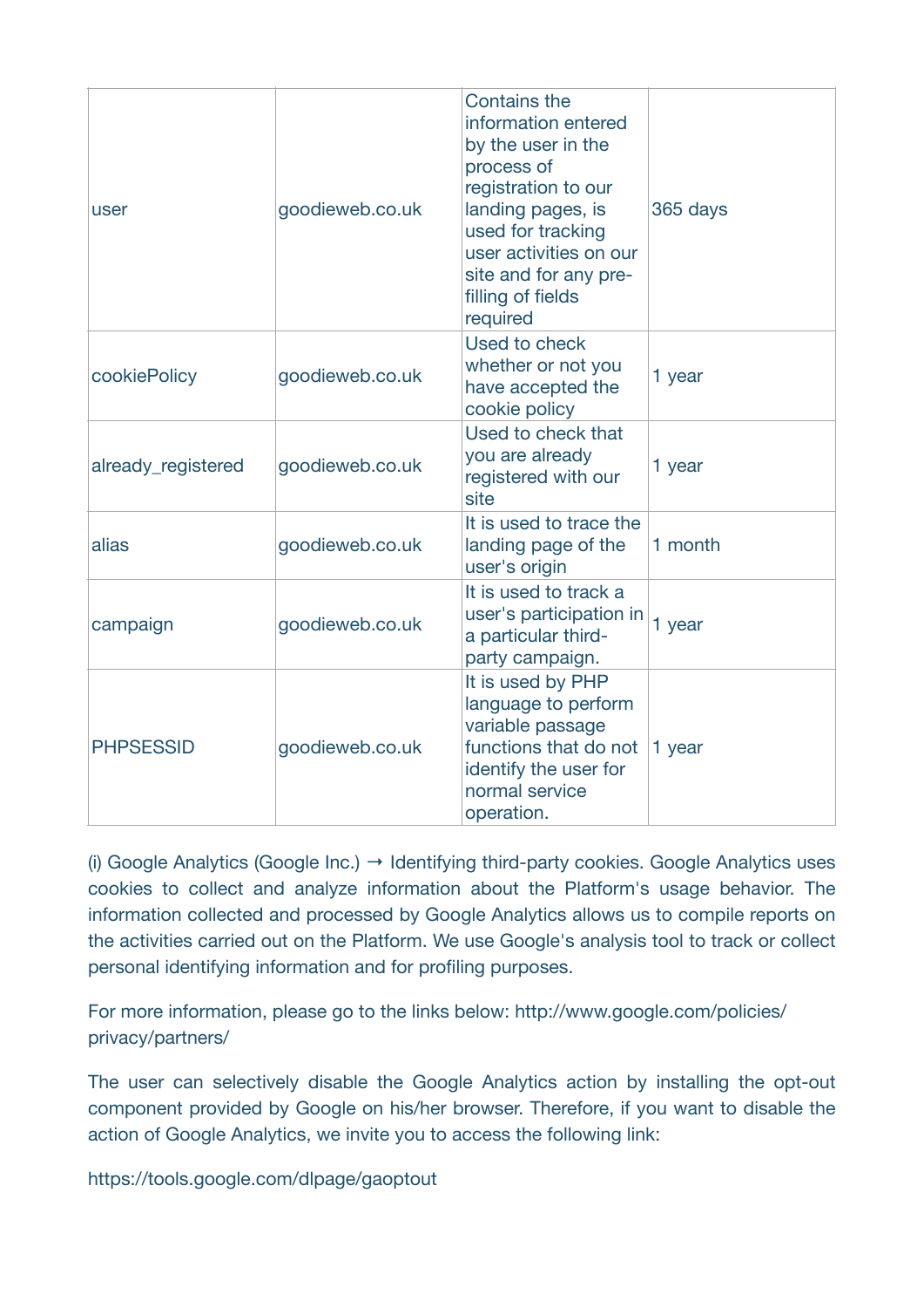| | | | |
|---|---|---|---|
| user | goodieweb.co.uk | Contains the information entered by the user in the process of registration to our landing pages, is used for tracking user activities on our site and for any pre-filling of fields required | 365 days |
| cookiePolicy | goodieweb.co.uk | Used to check whether or not you have accepted the cookie policy | 1 year |
| already_registered | goodieweb.co.uk | Used to check that you are already registered with our site | 1 year |
| alias | goodieweb.co.uk | It is used to trace the landing page of the user's origin | 1 month |
| campaign | goodieweb.co.uk | It is used to track a user's participation in a particular third-party campaign. | 1 year |
| PHPSESSID | goodieweb.co.uk | It is used by PHP language to perform variable passage functions that do not identify the user for normal service operation. | 1 year |

(i) Google Analytics (Google Inc.) → Identifying third-party cookies. Google Analytics uses cookies to collect and analyze information about the Platform's usage behavior. The information collected and processed by Google Analytics allows us to compile reports on the activities carried out on the Platform. We use Google's analysis tool to track or collect personal identifying information and for profiling purposes.

For more information, please go to the links below: http://www.google.com/policies/privacy/partners/

The user can selectively disable the Google Analytics action by installing the opt-out component provided by Google on his/her browser. Therefore, if you want to disable the action of Google Analytics, we invite you to access the following link:

https://tools.google.com/dlpage/gaoptout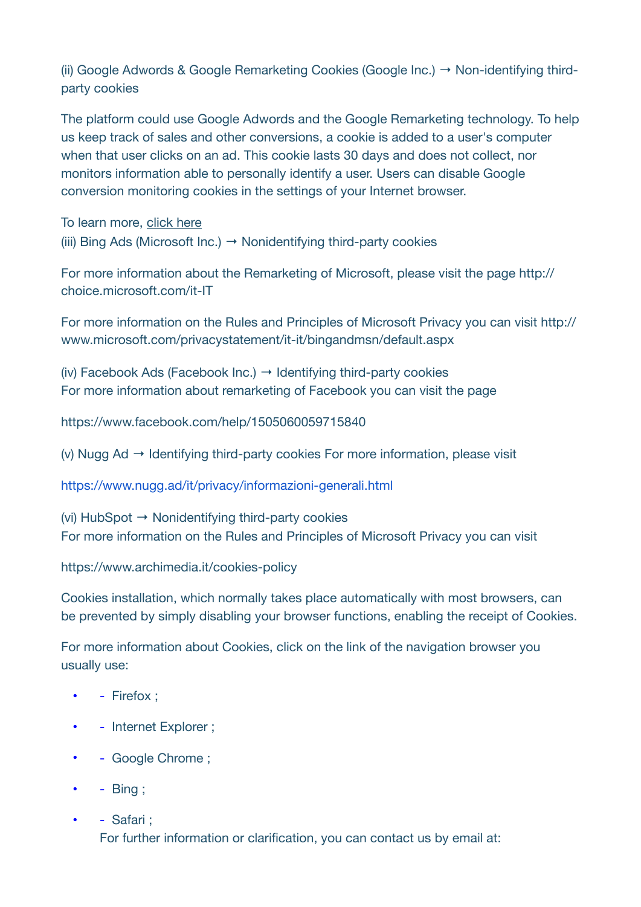(ii) Google Adwords & Google Remarketing Cookies (Google Inc.) → Non-identifying third-party cookies

The platform could use Google Adwords and the Google Remarketing technology. To help us keep track of sales and other conversions, a cookie is added to a user's computer when that user clicks on an ad. This cookie lasts 30 days and does not collect, nor monitors information able to personally identify a user. Users can disable Google conversion monitoring cookies in the settings of your Internet browser.

To learn more, click here
(iii) Bing Ads (Microsoft Inc.) → Nonidentifying third-party cookies

For more information about the Remarketing of Microsoft, please visit the page http://choice.microsoft.com/it-IT

For more information on the Rules and Principles of Microsoft Privacy you can visit http://www.microsoft.com/privacystatement/it-it/bingandmsn/default.aspx

(iv) Facebook Ads (Facebook Inc.) → Identifying third-party cookies
For more information about remarketing of Facebook you can visit the page

https://www.facebook.com/help/1505060059715840

(v) Nugg Ad → Identifying third-party cookies For more information, please visit

https://www.nugg.ad/it/privacy/informazioni-generali.html

(vi) HubSpot → Nonidentifying third-party cookies
For more information on the Rules and Principles of Microsoft Privacy you can visit

https://www.archimedia.it/cookies-policy

Cookies installation, which normally takes place automatically with most browsers, can be prevented by simply disabling your browser functions, enabling the receipt of Cookies.

For more information about Cookies, click on the link of the navigation browser you usually use:

- Firefox ;
- Internet Explorer ;
- Google Chrome ;
- Bing ;
- Safari ;

For further information or clarification, you can contact us by email at: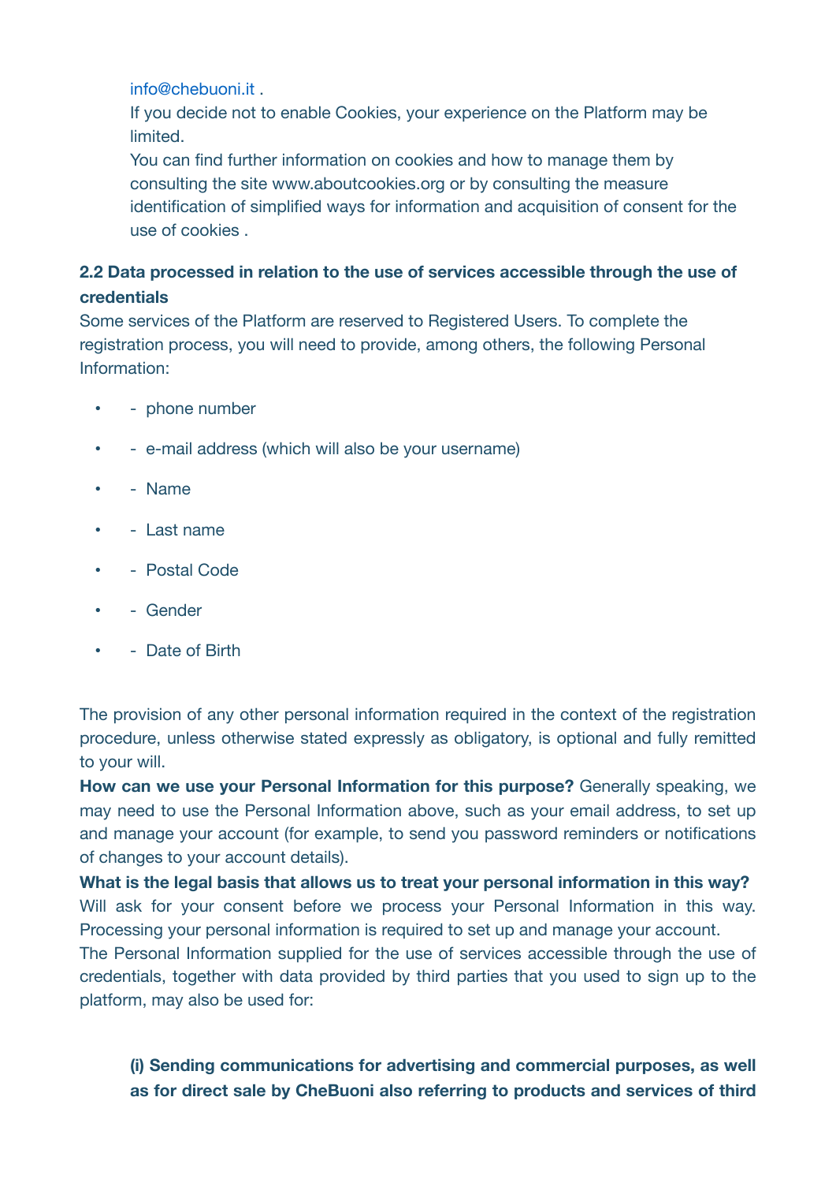info@chebuoni.it .
If you decide not to enable Cookies, your experience on the Platform may be limited.
You can find further information on cookies and how to manage them by consulting the site www.aboutcookies.org or by consulting the measure identification of simplified ways for information and acquisition of consent for the use of cookies .

**2.2 Data processed in relation to the use of services accessible through the use of credentials**

Some services of the Platform are reserved to Registered Users. To complete the registration process, you will need to provide, among others, the following Personal Information:

- - phone number
- - e-mail address (which will also be your username)
- - Name
- - Last name
- - Postal Code
- - Gender
- - Date of Birth

The provision of any other personal information required in the context of the registration procedure, unless otherwise stated expressly as obligatory, is optional and fully remitted to your will.

**How can we use your Personal Information for this purpose?** Generally speaking, we may need to use the Personal Information above, such as your email address, to set up and manage your account (for example, to send you password reminders or notifications of changes to your account details).

**What is the legal basis that allows us to treat your personal information in this way?** Will ask for your consent before we process your Personal Information in this way. Processing your personal information is required to set up and manage your account.

The Personal Information supplied for the use of services accessible through the use of credentials, together with data provided by third parties that you used to sign up to the platform, may also be used for:

**(i) Sending communications for advertising and commercial purposes, as well as for direct sale by CheBuoni also referring to products and services of third**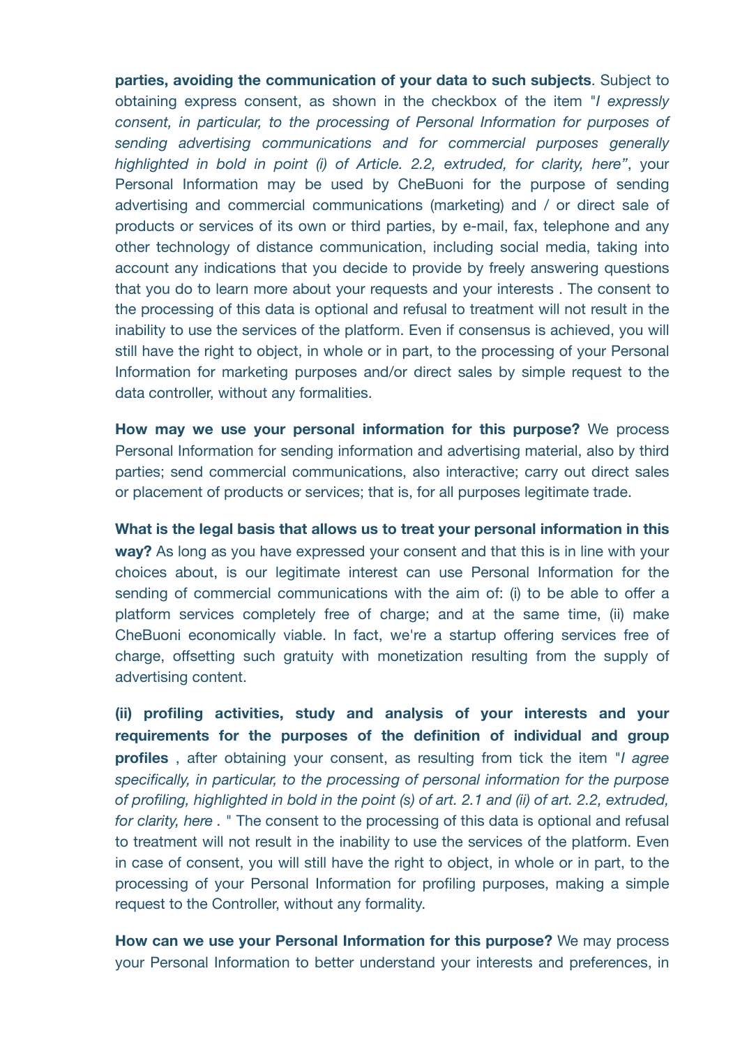**parties, avoiding the communication of your data to such subjects**. Subject to obtaining express consent, as shown in the checkbox of the item "*I expressly consent, in particular, to the processing of Personal Information for purposes of sending advertising communications and for commercial purposes generally highlighted in bold in point (i) of Article. 2.2, extruded, for clarity, here"*, your Personal Information may be used by CheBuoni for the purpose of sending advertising and commercial communications (marketing) and / or direct sale of products or services of its own or third parties, by e-mail, fax, telephone and any other technology of distance communication, including social media, taking into account any indications that you decide to provide by freely answering questions that you do to learn more about your requests and your interests . The consent to the processing of this data is optional and refusal to treatment will not result in the inability to use the services of the platform. Even if consensus is achieved, you will still have the right to object, in whole or in part, to the processing of your Personal Information for marketing purposes and/or direct sales by simple request to the data controller, without any formalities.

**How may we use your personal information for this purpose?** We process Personal Information for sending information and advertising material, also by third parties; send commercial communications, also interactive; carry out direct sales or placement of products or services; that is, for all purposes legitimate trade.

**What is the legal basis that allows us to treat your personal information in this way?** As long as you have expressed your consent and that this is in line with your choices about, is our legitimate interest can use Personal Information for the sending of commercial communications with the aim of: (i) to be able to offer a platform services completely free of charge; and at the same time, (ii) make CheBuoni economically viable. In fact, we're a startup offering services free of charge, offsetting such gratuity with monetization resulting from the supply of advertising content.

**(ii) profiling activities, study and analysis of your interests and your requirements for the purposes of the definition of individual and group profiles** , after obtaining your consent, as resulting from tick the item "*I agree specifically, in particular, to the processing of personal information for the purpose of profiling, highlighted in bold in the point (s) of art. 2.1 and (ii) of art. 2.2, extruded, for clarity, here .* " The consent to the processing of this data is optional and refusal to treatment will not result in the inability to use the services of the platform. Even in case of consent, you will still have the right to object, in whole or in part, to the processing of your Personal Information for profiling purposes, making a simple request to the Controller, without any formality.

**How can we use your Personal Information for this purpose?** We may process your Personal Information to better understand your interests and preferences, in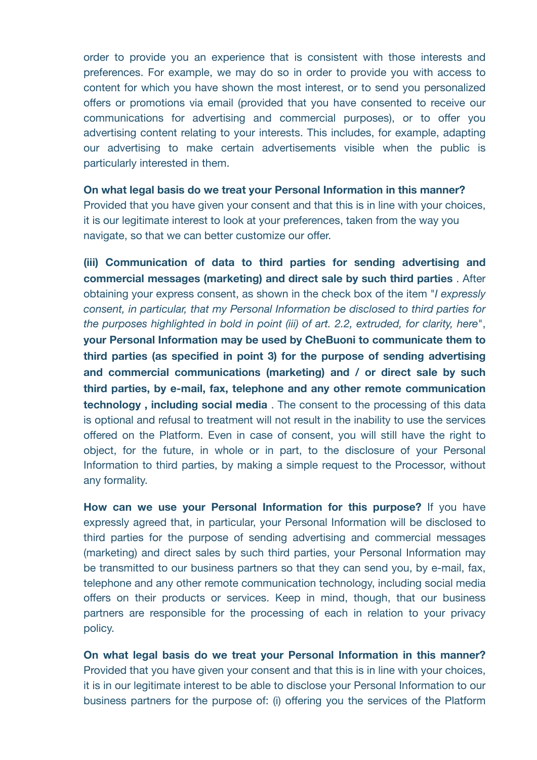order to provide you an experience that is consistent with those interests and preferences. For example, we may do so in order to provide you with access to content for which you have shown the most interest, or to send you personalized offers or promotions via email (provided that you have consented to receive our communications for advertising and commercial purposes), or to offer you advertising content relating to your interests. This includes, for example, adapting our advertising to make certain advertisements visible when the public is particularly interested in them.

**On what legal basis do we treat your Personal Information in this manner?** Provided that you have given your consent and that this is in line with your choices, it is our legitimate interest to look at your preferences, taken from the way you navigate, so that we can better customize our offer.

**(iii) Communication of data to third parties for sending advertising and commercial messages (marketing) and direct sale by such third parties** . After obtaining your express consent, as shown in the check box of the item "*I expressly consent, in particular, that my Personal Information be disclosed to third parties for the purposes highlighted in bold in point (iii) of art. 2.2, extruded, for clarity, here*", **your Personal Information may be used by CheBuoni to communicate them to third parties (as specified in point 3) for the purpose of sending advertising and commercial communications (marketing) and / or direct sale by such third parties, by e-mail, fax, telephone and any other remote communication technology , including social media** . The consent to the processing of this data is optional and refusal to treatment will not result in the inability to use the services offered on the Platform. Even in case of consent, you will still have the right to object, for the future, in whole or in part, to the disclosure of your Personal Information to third parties, by making a simple request to the Processor, without any formality.

**How can we use your Personal Information for this purpose?** If you have expressly agreed that, in particular, your Personal Information will be disclosed to third parties for the purpose of sending advertising and commercial messages (marketing) and direct sales by such third parties, your Personal Information may be transmitted to our business partners so that they can send you, by e-mail, fax, telephone and any other remote communication technology, including social media offers on their products or services. Keep in mind, though, that our business partners are responsible for the processing of each in relation to your privacy policy.

**On what legal basis do we treat your Personal Information in this manner?** Provided that you have given your consent and that this is in line with your choices, it is in our legitimate interest to be able to disclose your Personal Information to our business partners for the purpose of: (i) offering you the services of the Platform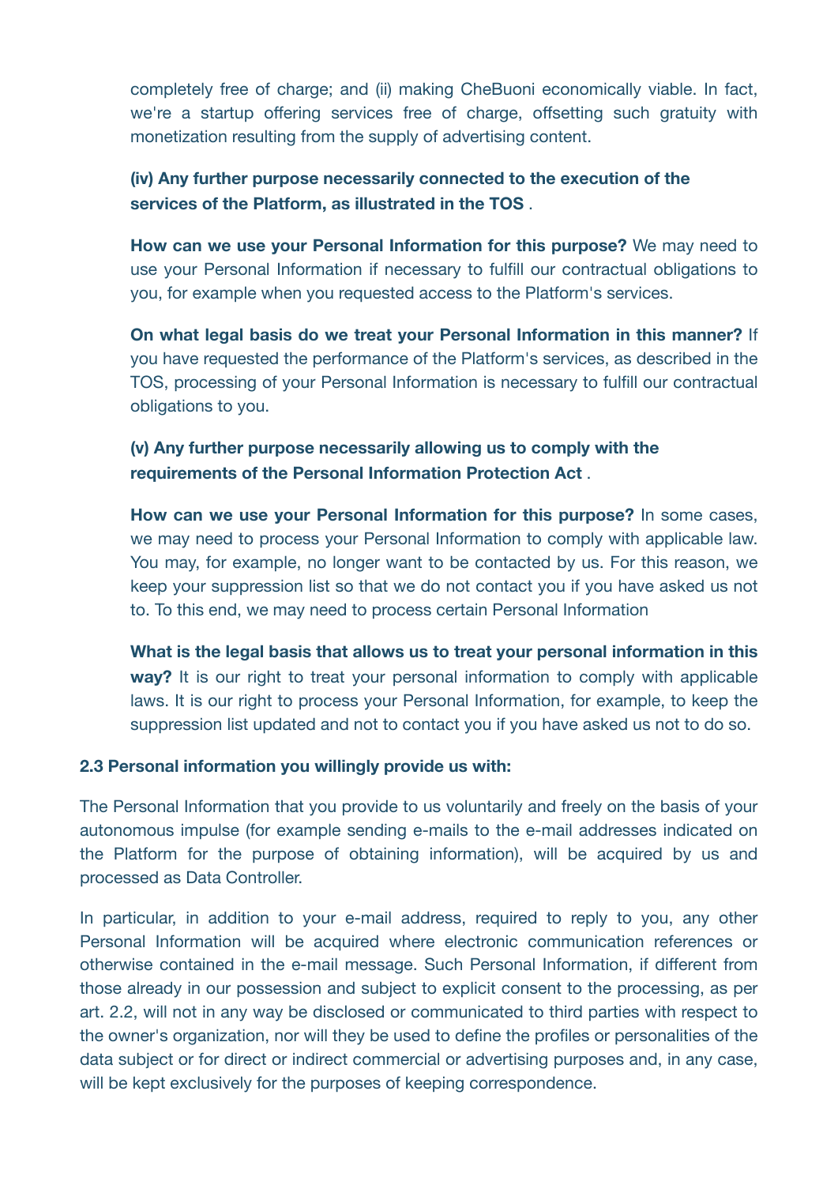completely free of charge; and (ii) making CheBuoni economically viable. In fact, we're a startup offering services free of charge, offsetting such gratuity with monetization resulting from the supply of advertising content.

**(iv) Any further purpose necessarily connected to the execution of the services of the Platform, as illustrated in the TOS** .

**How can we use your Personal Information for this purpose?** We may need to use your Personal Information if necessary to fulfill our contractual obligations to you, for example when you requested access to the Platform's services.

**On what legal basis do we treat your Personal Information in this manner?** If you have requested the performance of the Platform's services, as described in the TOS, processing of your Personal Information is necessary to fulfill our contractual obligations to you.

**(v) Any further purpose necessarily allowing us to comply with the requirements of the Personal Information Protection Act** .

**How can we use your Personal Information for this purpose?** In some cases, we may need to process your Personal Information to comply with applicable law. You may, for example, no longer want to be contacted by us. For this reason, we keep your suppression list so that we do not contact you if you have asked us not to. To this end, we may need to process certain Personal Information

**What is the legal basis that allows us to treat your personal information in this way?** It is our right to treat your personal information to comply with applicable laws. It is our right to process your Personal Information, for example, to keep the suppression list updated and not to contact you if you have asked us not to do so.

**2.3 Personal information you willingly provide us with:**

The Personal Information that you provide to us voluntarily and freely on the basis of your autonomous impulse (for example sending e-mails to the e-mail addresses indicated on the Platform for the purpose of obtaining information), will be acquired by us and processed as Data Controller.

In particular, in addition to your e-mail address, required to reply to you, any other Personal Information will be acquired where electronic communication references or otherwise contained in the e-mail message. Such Personal Information, if different from those already in our possession and subject to explicit consent to the processing, as per art. 2.2, will not in any way be disclosed or communicated to third parties with respect to the owner's organization, nor will they be used to define the profiles or personalities of the data subject or for direct or indirect commercial or advertising purposes and, in any case, will be kept exclusively for the purposes of keeping correspondence.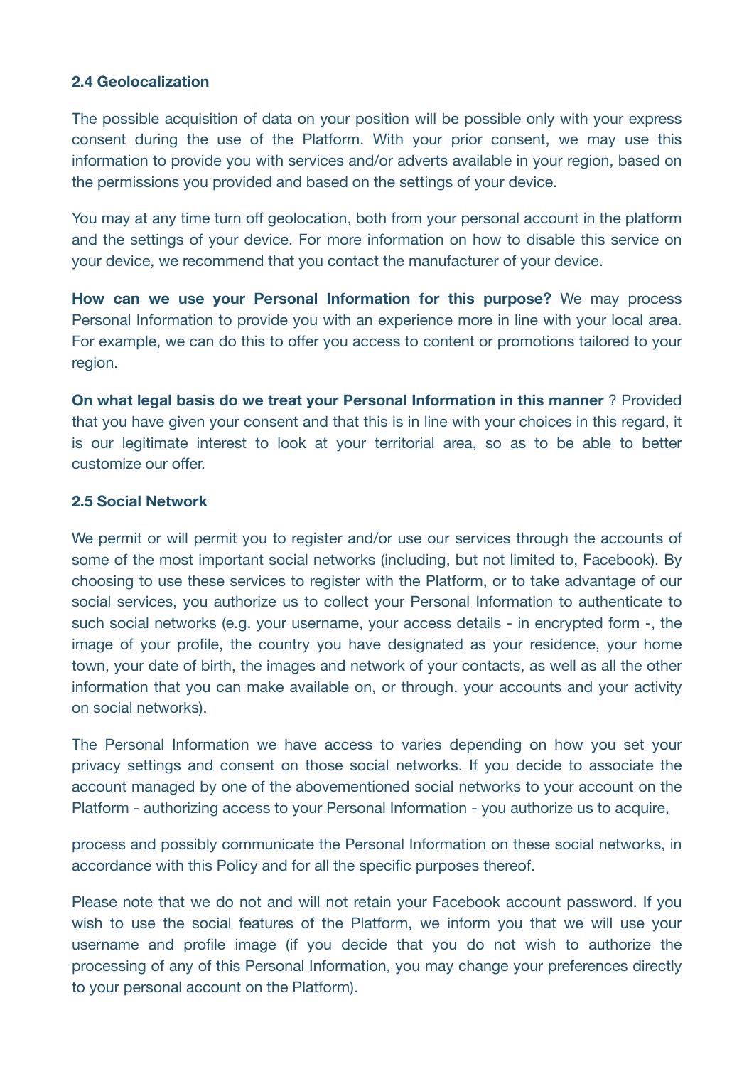### 2.4 Geolocalization

The possible acquisition of data on your position will be possible only with your express consent during the use of the Platform. With your prior consent, we may use this information to provide you with services and/or adverts available in your region, based on the permissions you provided and based on the settings of your device.

You may at any time turn off geolocation, both from your personal account in the platform and the settings of your device. For more information on how to disable this service on your device, we recommend that you contact the manufacturer of your device.

**How can we use your Personal Information for this purpose?** We may process Personal Information to provide you with an experience more in line with your local area. For example, we can do this to offer you access to content or promotions tailored to your region.

**On what legal basis do we treat your Personal Information in this manner** ? Provided that you have given your consent and that this is in line with your choices in this regard, it is our legitimate interest to look at your territorial area, so as to be able to better customize our offer.

### 2.5 Social Network

We permit or will permit you to register and/or use our services through the accounts of some of the most important social networks (including, but not limited to, Facebook). By choosing to use these services to register with the Platform, or to take advantage of our social services, you authorize us to collect your Personal Information to authenticate to such social networks (e.g. your username, your access details - in encrypted form -, the image of your profile, the country you have designated as your residence, your home town, your date of birth, the images and network of your contacts, as well as all the other information that you can make available on, or through, your accounts and your activity on social networks).

The Personal Information we have access to varies depending on how you set your privacy settings and consent on those social networks. If you decide to associate the account managed by one of the abovementioned social networks to your account on the Platform - authorizing access to your Personal Information - you authorize us to acquire, process and possibly communicate the Personal Information on these social networks, in accordance with this Policy and for all the specific purposes thereof.

Please note that we do not and will not retain your Facebook account password. If you wish to use the social features of the Platform, we inform you that we will use your username and profile image (if you decide that you do not wish to authorize the processing of any of this Personal Information, you may change your preferences directly to your personal account on the Platform).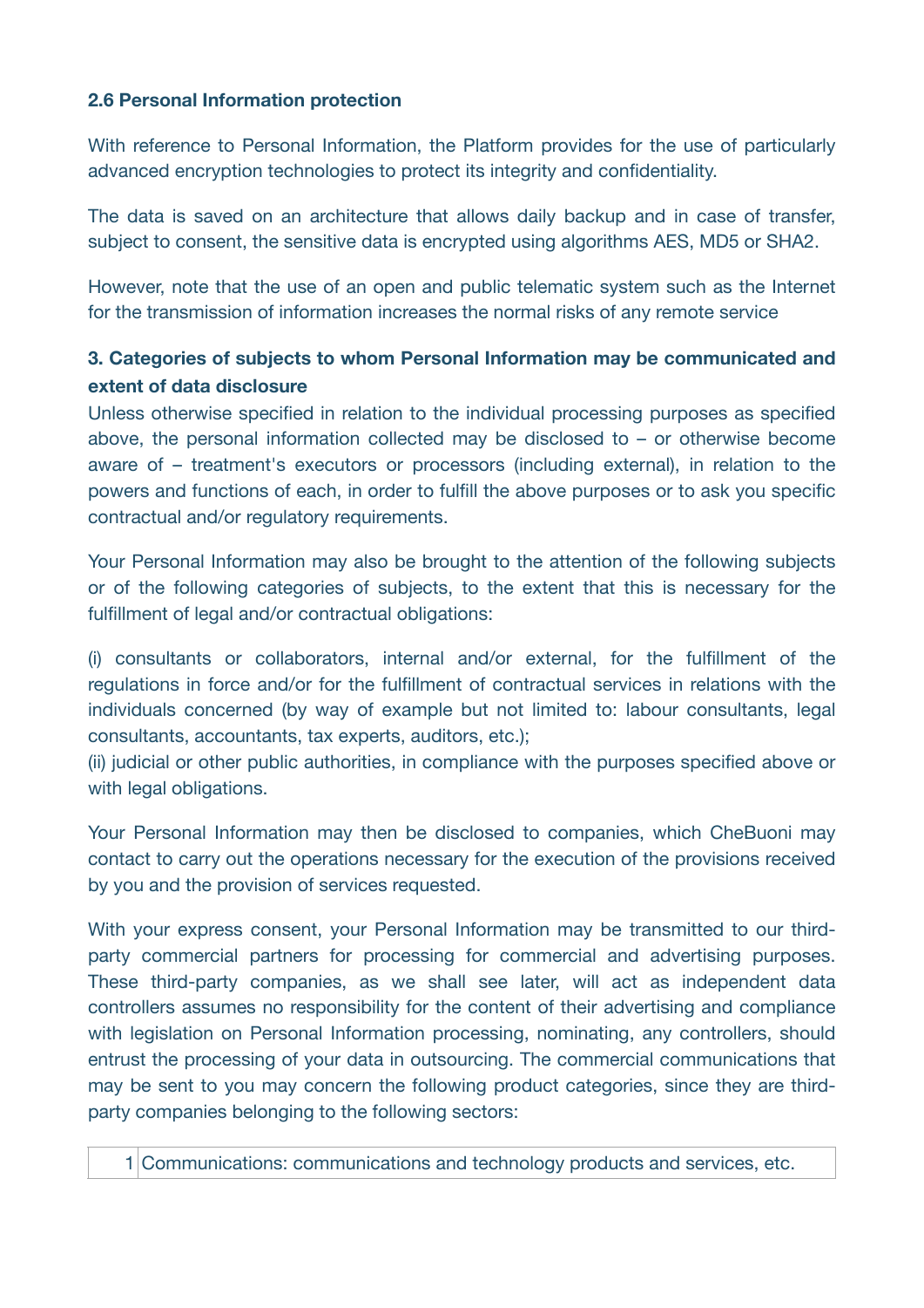### 2.6 Personal Information protection

With reference to Personal Information, the Platform provides for the use of particularly advanced encryption technologies to protect its integrity and confidentiality.

The data is saved on an architecture that allows daily backup and in case of transfer, subject to consent, the sensitive data is encrypted using algorithms AES, MD5 or SHA2.

However, note that the use of an open and public telematic system such as the Internet for the transmission of information increases the normal risks of any remote service

### 3. Categories of subjects to whom Personal Information may be communicated and extent of data disclosure

Unless otherwise specified in relation to the individual processing purposes as specified above, the personal information collected may be disclosed to – or otherwise become aware of – treatment's executors or processors (including external), in relation to the powers and functions of each, in order to fulfill the above purposes or to ask you specific contractual and/or regulatory requirements.

Your Personal Information may also be brought to the attention of the following subjects or of the following categories of subjects, to the extent that this is necessary for the fulfillment of legal and/or contractual obligations:

(i) consultants or collaborators, internal and/or external, for the fulfillment of the regulations in force and/or for the fulfillment of contractual services in relations with the individuals concerned (by way of example but not limited to: labour consultants, legal consultants, accountants, tax experts, auditors, etc.);
(ii) judicial or other public authorities, in compliance with the purposes specified above or with legal obligations.

Your Personal Information may then be disclosed to companies, which CheBuoni may contact to carry out the operations necessary for the execution of the provisions received by you and the provision of services requested.

With your express consent, your Personal Information may be transmitted to our third-party commercial partners for processing for commercial and advertising purposes. These third-party companies, as we shall see later, will act as independent data controllers assumes no responsibility for the content of their advertising and compliance with legislation on Personal Information processing, nominating, any controllers, should entrust the processing of your data in outsourcing. The commercial communications that may be sent to you may concern the following product categories, since they are third-party companies belonging to the following sectors:

| | |
|---|---|
| 1 | Communications: communications and technology products and services, etc. |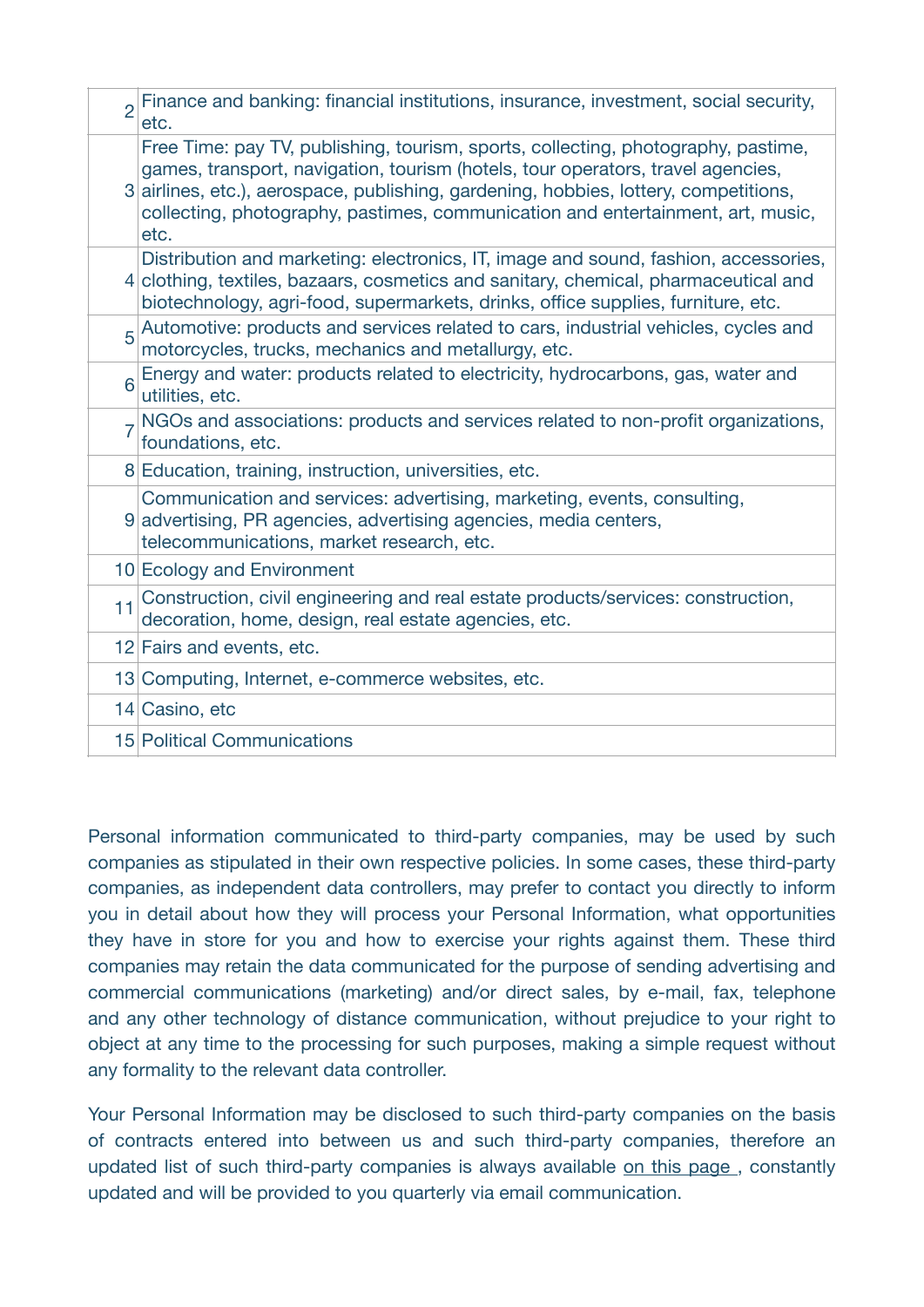| | |
|---|---|
| 2 | Finance and banking: financial institutions, insurance, investment, social security, etc. |
| 3 | Free Time: pay TV, publishing, tourism, sports, collecting, photography, pastime, games, transport, navigation, tourism (hotels, tour operators, travel agencies, airlines, etc.), aerospace, publishing, gardening, hobbies, lottery, competitions, collecting, photography, pastimes, communication and entertainment, art, music, etc. |
| 4 | Distribution and marketing: electronics, IT, image and sound, fashion, accessories, clothing, textiles, bazaars, cosmetics and sanitary, chemical, pharmaceutical and biotechnology, agri-food, supermarkets, drinks, office supplies, furniture, etc. |
| 5 | Automotive: products and services related to cars, industrial vehicles, cycles and motorcycles, trucks, mechanics and metallurgy, etc. |
| 6 | Energy and water: products related to electricity, hydrocarbons, gas, water and utilities, etc. |
| 7 | NGOs and associations: products and services related to non-profit organizations, foundations, etc. |
| 8 | Education, training, instruction, universities, etc. |
| 9 | Communication and services: advertising, marketing, events, consulting, advertising, PR agencies, advertising agencies, media centers, telecommunications, market research, etc. |
| 10 | Ecology and Environment |
| 11 | Construction, civil engineering and real estate products/services: construction, decoration, home, design, real estate agencies, etc. |
| 12 | Fairs and events, etc. |
| 13 | Computing, Internet, e-commerce websites, etc. |
| 14 | Casino, etc |
| 15 | Political Communications |

Personal information communicated to third-party companies, may be used by such companies as stipulated in their own respective policies. In some cases, these third-party companies, as independent data controllers, may prefer to contact you directly to inform you in detail about how they will process your Personal Information, what opportunities they have in store for you and how to exercise your rights against them. These third companies may retain the data communicated for the purpose of sending advertising and commercial communications (marketing) and/or direct sales, by e-mail, fax, telephone and any other technology of distance communication, without prejudice to your right to object at any time to the processing for such purposes, making a simple request without any formality to the relevant data controller.

Your Personal Information may be disclosed to such third-party companies on the basis of contracts entered into between us and such third-party companies, therefore an updated list of such third-party companies is always available on this page , constantly updated and will be provided to you quarterly via email communication.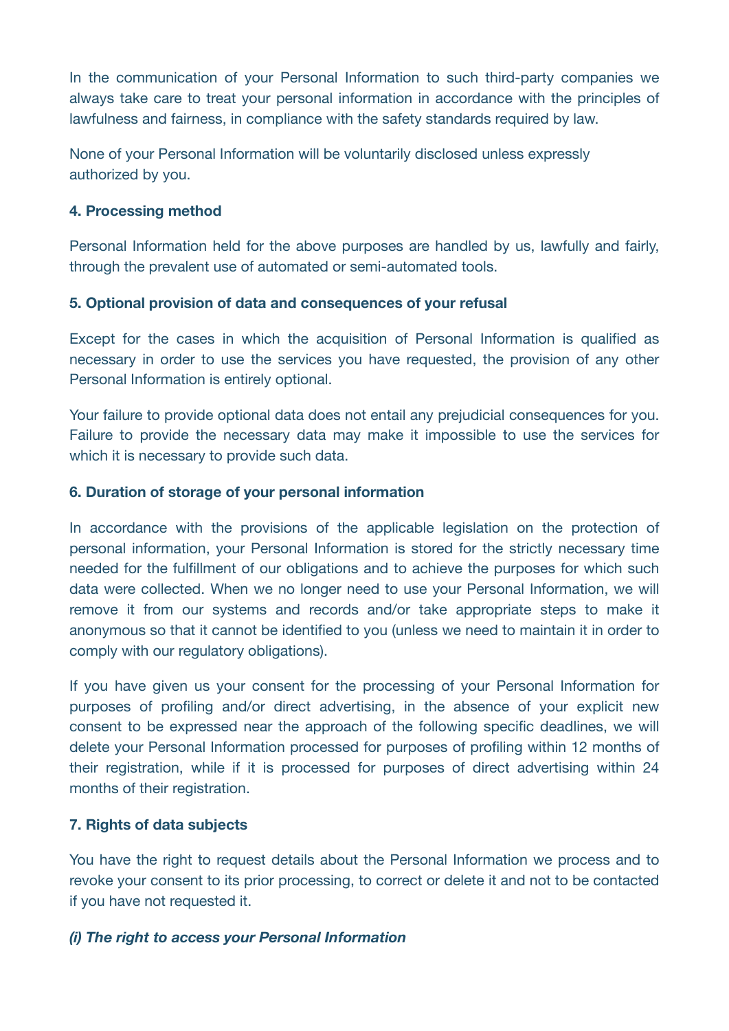In the communication of your Personal Information to such third-party companies we always take care to treat your personal information in accordance with the principles of lawfulness and fairness, in compliance with the safety standards required by law.

None of your Personal Information will be voluntarily disclosed unless expressly authorized by you.

#### 4. Processing method

Personal Information held for the above purposes are handled by us, lawfully and fairly, through the prevalent use of automated or semi-automated tools.

#### 5. Optional provision of data and consequences of your refusal

Except for the cases in which the acquisition of Personal Information is qualified as necessary in order to use the services you have requested, the provision of any other Personal Information is entirely optional.

Your failure to provide optional data does not entail any prejudicial consequences for you. Failure to provide the necessary data may make it impossible to use the services for which it is necessary to provide such data.

#### 6. Duration of storage of your personal information

In accordance with the provisions of the applicable legislation on the protection of personal information, your Personal Information is stored for the strictly necessary time needed for the fulfillment of our obligations and to achieve the purposes for which such data were collected. When we no longer need to use your Personal Information, we will remove it from our systems and records and/or take appropriate steps to make it anonymous so that it cannot be identified to you (unless we need to maintain it in order to comply with our regulatory obligations).

If you have given us your consent for the processing of your Personal Information for purposes of profiling and/or direct advertising, in the absence of your explicit new consent to be expressed near the approach of the following specific deadlines, we will delete your Personal Information processed for purposes of profiling within 12 months of their registration, while if it is processed for purposes of direct advertising within 24 months of their registration.

#### 7. Rights of data subjects

You have the right to request details about the Personal Information we process and to revoke your consent to its prior processing, to correct or delete it and not to be contacted if you have not requested it.

***(i) The right to access your Personal Information***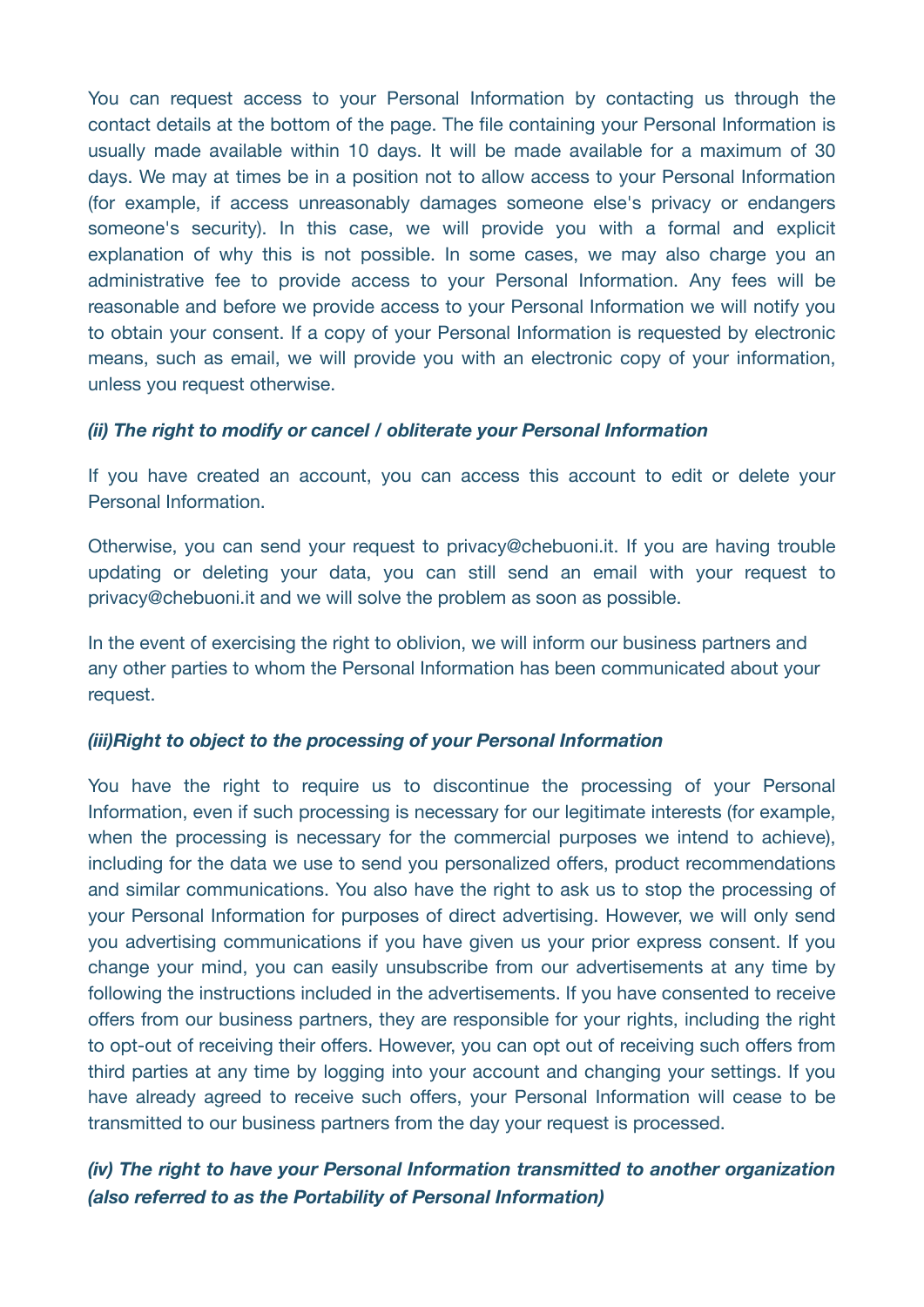You can request access to your Personal Information by contacting us through the contact details at the bottom of the page. The file containing your Personal Information is usually made available within 10 days. It will be made available for a maximum of 30 days. We may at times be in a position not to allow access to your Personal Information (for example, if access unreasonably damages someone else's privacy or endangers someone's security). In this case, we will provide you with a formal and explicit explanation of why this is not possible. In some cases, we may also charge you an administrative fee to provide access to your Personal Information. Any fees will be reasonable and before we provide access to your Personal Information we will notify you to obtain your consent. If a copy of your Personal Information is requested by electronic means, such as email, we will provide you with an electronic copy of your information, unless you request otherwise.

***(ii) The right to modify or cancel / obliterate your Personal Information***

If you have created an account, you can access this account to edit or delete your Personal Information.

Otherwise, you can send your request to privacy@chebuoni.it. If you are having trouble updating or deleting your data, you can still send an email with your request to privacy@chebuoni.it and we will solve the problem as soon as possible.

In the event of exercising the right to oblivion, we will inform our business partners and any other parties to whom the Personal Information has been communicated about your request.

***(iii)Right to object to the processing of your Personal Information***

You have the right to require us to discontinue the processing of your Personal Information, even if such processing is necessary for our legitimate interests (for example, when the processing is necessary for the commercial purposes we intend to achieve), including for the data we use to send you personalized offers, product recommendations and similar communications. You also have the right to ask us to stop the processing of your Personal Information for purposes of direct advertising. However, we will only send you advertising communications if you have given us your prior express consent. If you change your mind, you can easily unsubscribe from our advertisements at any time by following the instructions included in the advertisements. If you have consented to receive offers from our business partners, they are responsible for your rights, including the right to opt-out of receiving their offers. However, you can opt out of receiving such offers from third parties at any time by logging into your account and changing your settings. If you have already agreed to receive such offers, your Personal Information will cease to be transmitted to our business partners from the day your request is processed.

***(iv) The right to have your Personal Information transmitted to another organization (also referred to as the Portability of Personal Information)***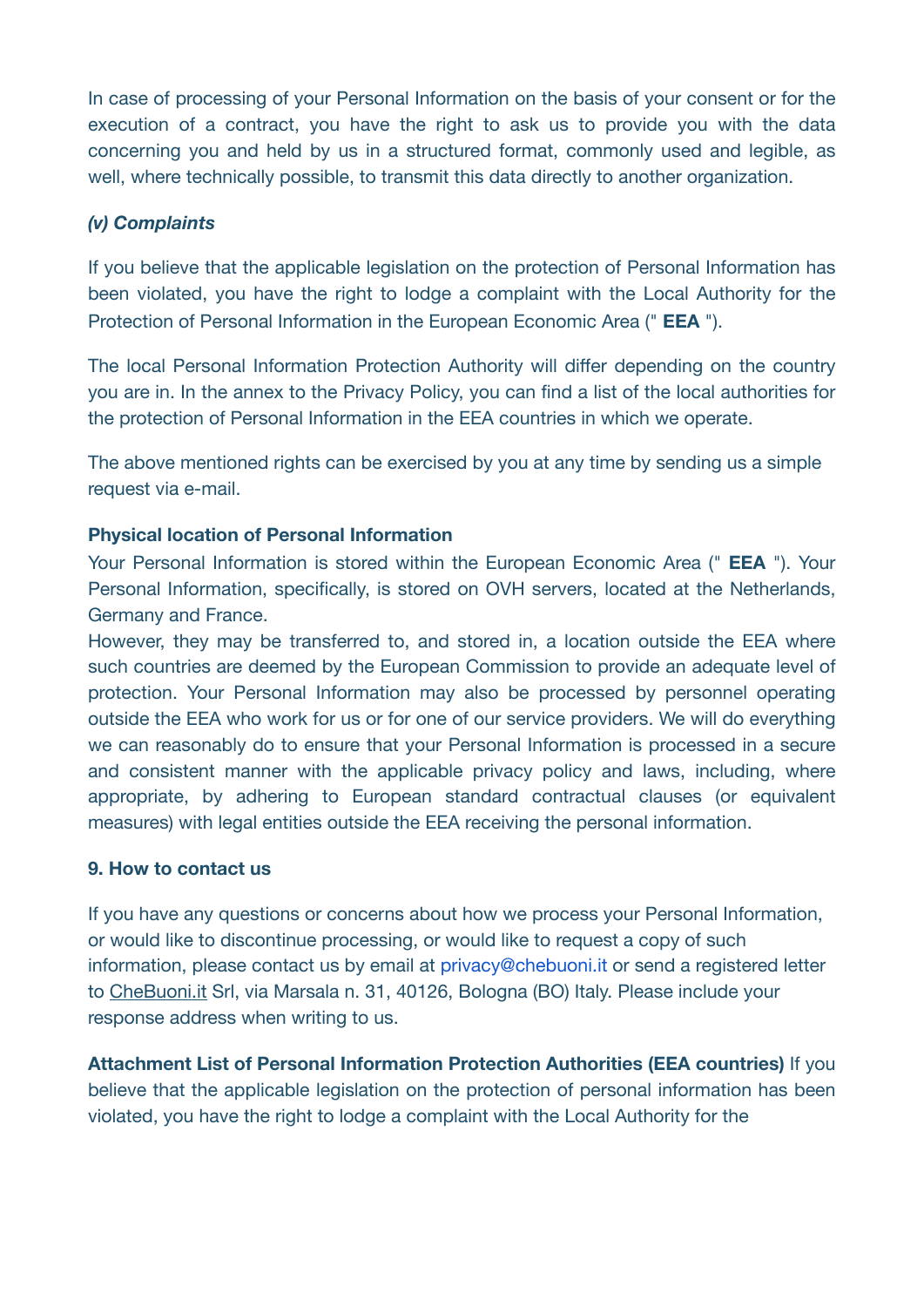In case of processing of your Personal Information on the basis of your consent or for the execution of a contract, you have the right to ask us to provide you with the data concerning you and held by us in a structured format, commonly used and legible, as well, where technically possible, to transmit this data directly to another organization.

***(v) Complaints***

If you believe that the applicable legislation on the protection of Personal Information has been violated, you have the right to lodge a complaint with the Local Authority for the Protection of Personal Information in the European Economic Area (" **EEA** ").

The local Personal Information Protection Authority will differ depending on the country you are in. In the annex to the Privacy Policy, you can find a list of the local authorities for the protection of Personal Information in the EEA countries in which we operate.

The above mentioned rights can be exercised by you at any time by sending us a simple request via e-mail.

**Physical location of Personal Information**

Your Personal Information is stored within the European Economic Area (" **EEA** "). Your Personal Information, specifically, is stored on OVH servers, located at the Netherlands, Germany and France.

However, they may be transferred to, and stored in, a location outside the EEA where such countries are deemed by the European Commission to provide an adequate level of protection. Your Personal Information may also be processed by personnel operating outside the EEA who work for us or for one of our service providers. We will do everything we can reasonably do to ensure that your Personal Information is processed in a secure and consistent manner with the applicable privacy policy and laws, including, where appropriate, by adhering to European standard contractual clauses (or equivalent measures) with legal entities outside the EEA receiving the personal information.

**9. How to contact us**

If you have any questions or concerns about how we process your Personal Information, or would like to discontinue processing, or would like to request a copy of such information, please contact us by email at privacy@chebuoni.it or send a registered letter to CheBuoni.it Srl, via Marsala n. 31, 40126, Bologna (BO) Italy. Please include your response address when writing to us.

**Attachment List of Personal Information Protection Authorities (EEA countries)** If you believe that the applicable legislation on the protection of personal information has been violated, you have the right to lodge a complaint with the Local Authority for the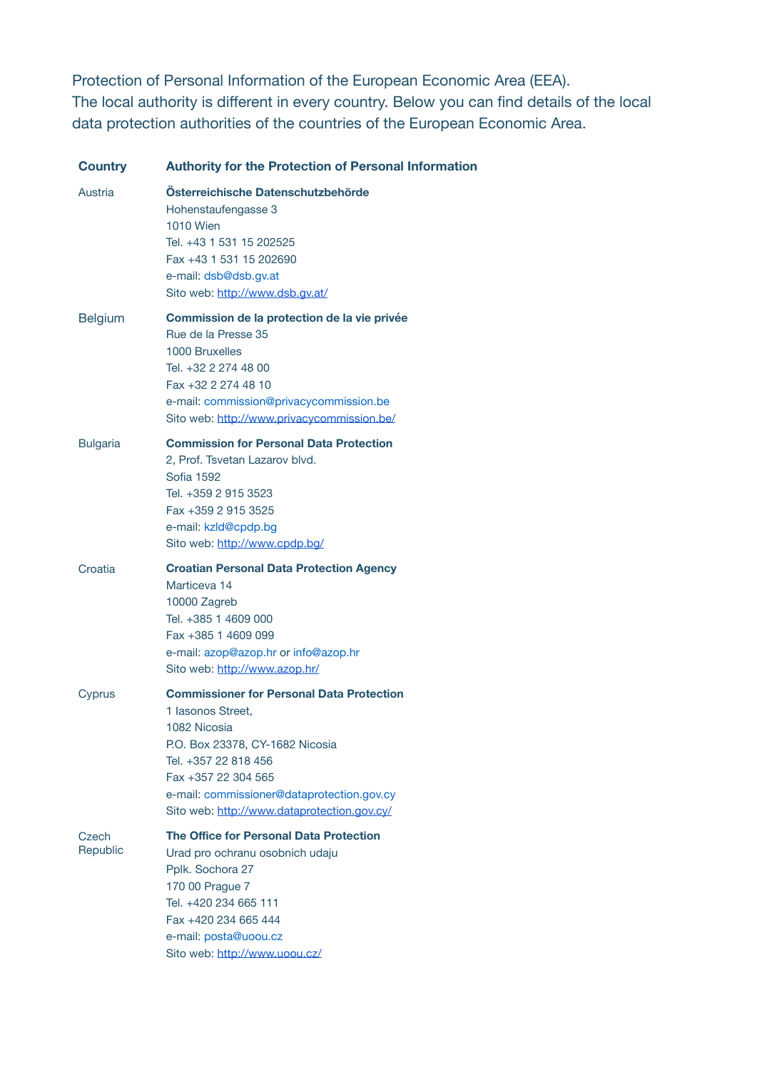Protection of Personal Information of the European Economic Area (EEA).
The local authority is different in every country. Below you can find details of the local data protection authorities of the countries of the European Economic Area.

| Country | Authority for the Protection of Personal Information |
| --- | --- |
| Austria | **Österreichische Datenschutzbehörde**<br>Hohenstaufengasse 3<br>1010 Wien<br>Tel. +43 1 531 15 202525<br>Fax +43 1 531 15 202690<br>e-mail: dsb@dsb.gv.at<br>Sito web: http://www.dsb.gv.at/ |
| Belgium | **Commission de la protection de la vie privée**<br>Rue de la Presse 35<br>1000 Bruxelles<br>Tel. +32 2 274 48 00<br>Fax +32 2 274 48 10<br>e-mail: commission@privacycommission.be<br>Sito web: http://www.privacycommission.be/ |
| Bulgaria | **Commission for Personal Data Protection**<br>2, Prof. Tsvetan Lazarov blvd.<br>Sofia 1592<br>Tel. +359 2 915 3523<br>Fax +359 2 915 3525<br>e-mail: kzld@cpdp.bg<br>Sito web: http://www.cpdp.bg/ |
| Croatia | **Croatian Personal Data Protection Agency**<br>Marticeva 14<br>10000 Zagreb<br>Tel. +385 1 4609 000<br>Fax +385 1 4609 099<br>e-mail: azop@azop.hr or info@azop.hr<br>Sito web: http://www.azop.hr/ |
| Cyprus | **Commissioner for Personal Data Protection**<br>1 Iasonos Street,<br>1082 Nicosia<br>P.O. Box 23378, CY-1682 Nicosia<br>Tel. +357 22 818 456<br>Fax +357 22 304 565<br>e-mail: commissioner@dataprotection.gov.cy<br>Sito web: http://www.dataprotection.gov.cy/ |
| Czech Republic | **The Office for Personal Data Protection**<br>Urad pro ochranu osobnich udaju<br>Pplk. Sochora 27<br>170 00 Prague 7<br>Tel. +420 234 665 111<br>Fax +420 234 665 444<br>e-mail: posta@uoou.cz<br>Sito web: http://www.uoou.cz/ |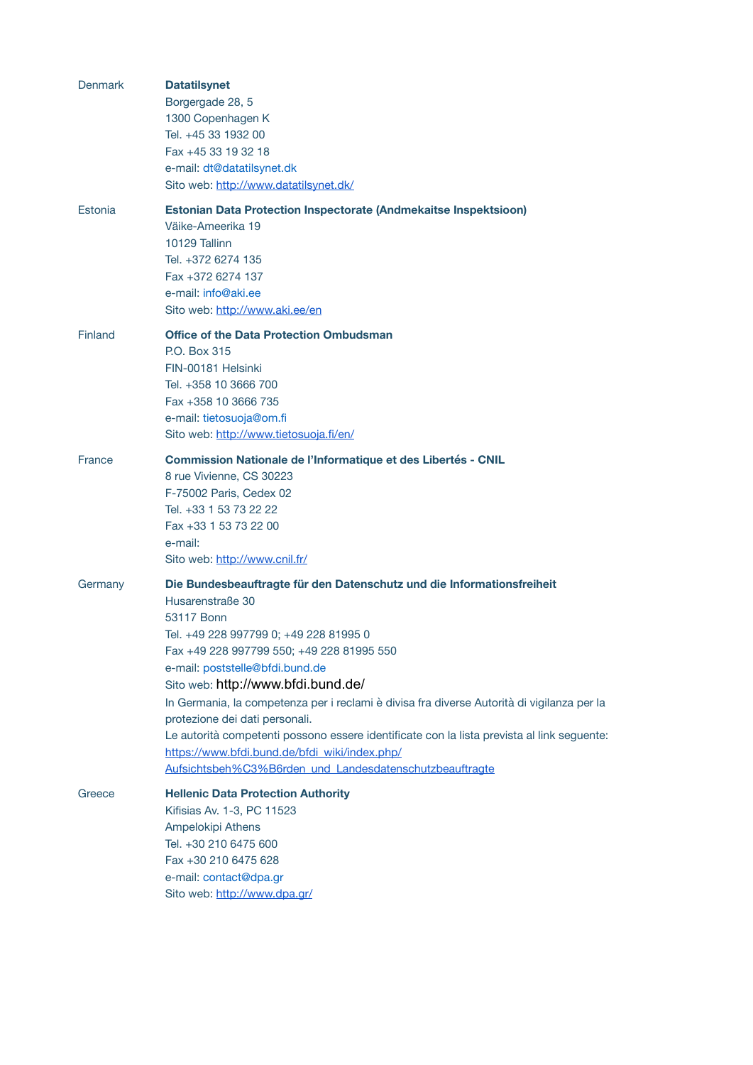Denmark

**Datatilsynet**
Borgergade 28, 5
1300 Copenhagen K
Tel. +45 33 1932 00
Fax +45 33 19 32 18
e-mail: dt@datatilsynet.dk
Sito web: http://www.datatilsynet.dk/

Estonia

**Estonian Data Protection Inspectorate (Andmekaitse Inspektsioon)**
Väike-Ameerika 19
10129 Tallinn
Tel. +372 6274 135
Fax +372 6274 137
e-mail: info@aki.ee
Sito web: http://www.aki.ee/en

Finland

**Office of the Data Protection Ombudsman**
P.O. Box 315
FIN-00181 Helsinki
Tel. +358 10 3666 700
Fax +358 10 3666 735
e-mail: tietosuoja@om.fi
Sito web: http://www.tietosuoja.fi/en/

France

**Commission Nationale de l'Informatique et des Libertés - CNIL**
8 rue Vivienne, CS 30223
F-75002 Paris, Cedex 02
Tel. +33 1 53 73 22 22
Fax +33 1 53 73 22 00
e-mail:
Sito web: http://www.cnil.fr/

Germany

**Die Bundesbeauftragte für den Datenschutz und die Informationsfreiheit**
Husarenstraße 30
53117 Bonn
Tel. +49 228 997799 0; +49 228 81995 0
Fax +49 228 997799 550; +49 228 81995 550
e-mail: poststelle@bfdi.bund.de
Sito web: http://www.bfdi.bund.de/
In Germania, la competenza per i reclami è divisa fra diverse Autorità di vigilanza per la protezione dei dati personali.
Le autorità competenti possono essere identificate con la lista prevista al link seguente:
https://www.bfdi.bund.de/bfdi_wiki/index.php/Aufsichtsbeh%C3%B6rden_und_Landesdatenschutzbeauftragte

Greece

**Hellenic Data Protection Authority**
Kifisias Av. 1-3, PC 11523
Ampelokipi Athens
Tel. +30 210 6475 600
Fax +30 210 6475 628
e-mail: contact@dpa.gr
Sito web: http://www.dpa.gr/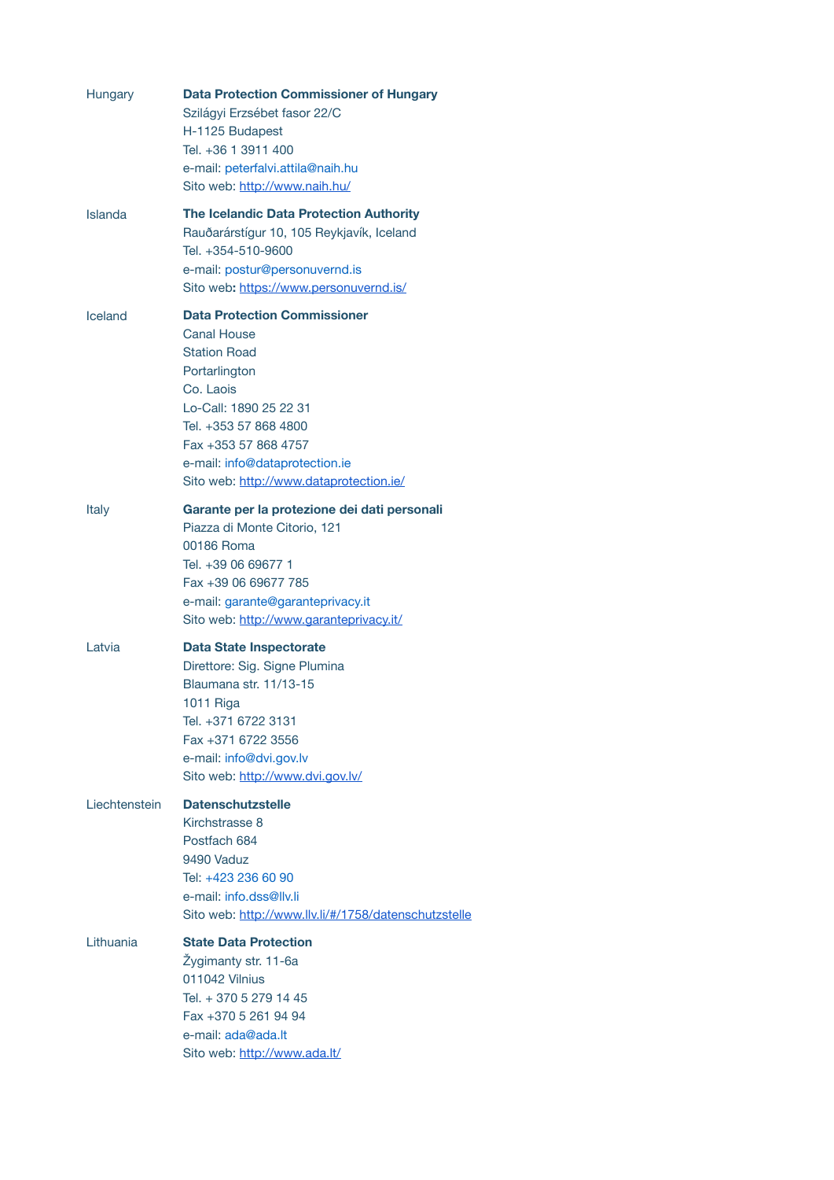Hungary

**Data Protection Commissioner of Hungary**
Szilágyi Erzsébet fasor 22/C
H-1125 Budapest
Tel. +36 1 3911 400
e-mail: peterfalvi.attila@naih.hu
Sito web: http://www.naih.hu/

Islanda

**The Icelandic Data Protection Authority**
Rauðarárstígur 10, 105 Reykjavík, Iceland
Tel. +354-510-9600
e-mail: postur@personuvernd.is
Sito web: https://www.personuvernd.is/

Iceland

**Data Protection Commissioner**
Canal House
Station Road
Portarlington
Co. Laois
Lo-Call: 1890 25 22 31
Tel. +353 57 868 4800
Fax +353 57 868 4757
e-mail: info@dataprotection.ie
Sito web: http://www.dataprotection.ie/

Italy

**Garante per la protezione dei dati personali**
Piazza di Monte Citorio, 121
00186 Roma
Tel. +39 06 69677 1
Fax +39 06 69677 785
e-mail: garante@garanteprivacy.it
Sito web: http://www.garanteprivacy.it/

Latvia

**Data State Inspectorate**
Direttore: Sig. Signe Plumina
Blaumana str. 11/13-15
1011 Riga
Tel. +371 6722 3131
Fax +371 6722 3556
e-mail: info@dvi.gov.lv
Sito web: http://www.dvi.gov.lv/

Liechtenstein

**Datenschutzstelle**
Kirchstrasse 8
Postfach 684
9490 Vaduz
Tel: +423 236 60 90
e-mail: info.dss@llv.li
Sito web: http://www.llv.li/#/1758/datenschutzstelle

Lithuania

**State Data Protection**
Žygimanty str. 11-6a
011042 Vilnius
Tel. + 370 5 279 14 45
Fax +370 5 261 94 94
e-mail: ada@ada.lt
Sito web: http://www.ada.lt/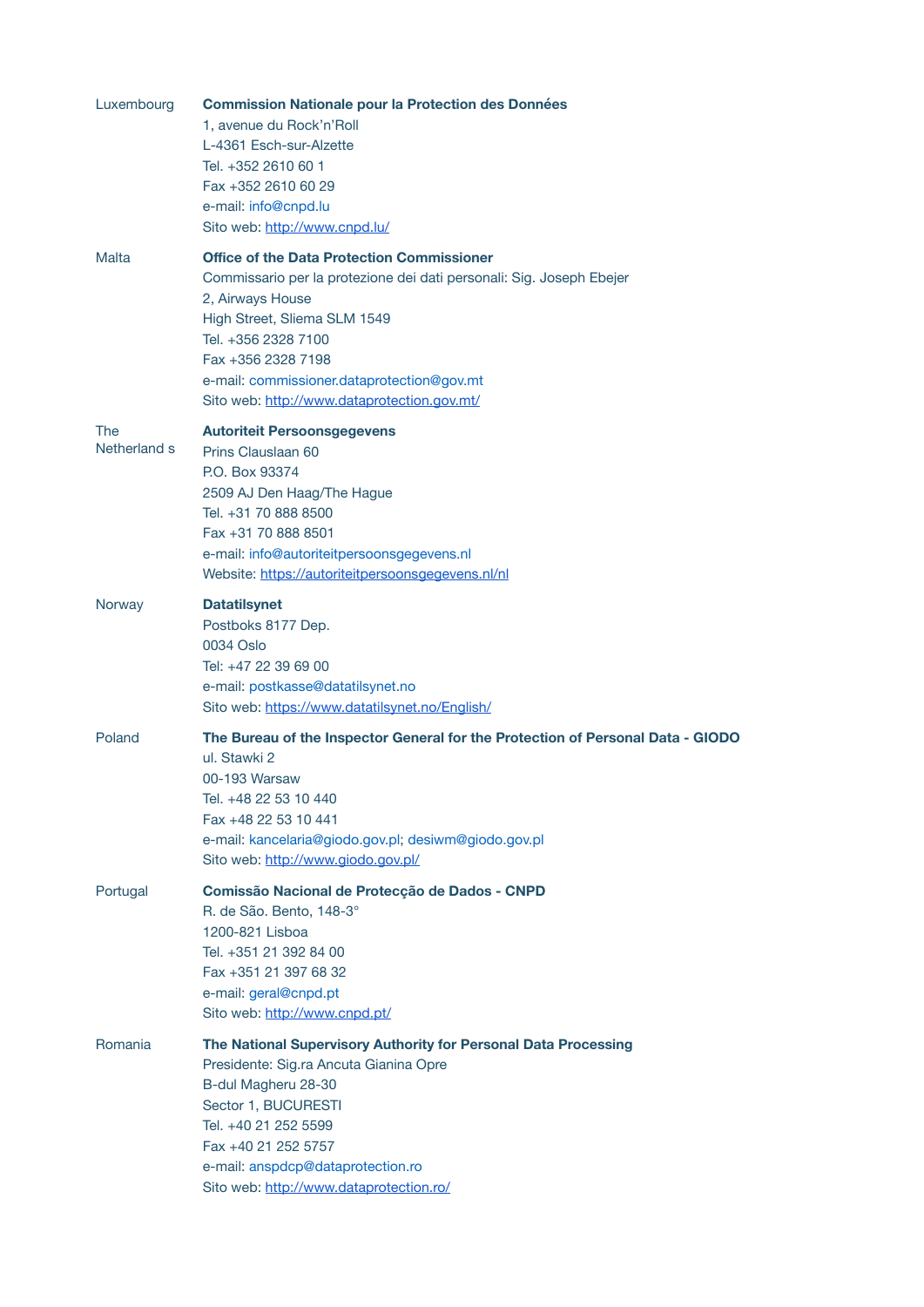| | |
|---|---|
| Luxembourg | **Commission Nationale pour la Protection des Données**<br>1, avenue du Rock'n'Roll<br>L-4361 Esch-sur-Alzette<br>Tel. +352 2610 60 1<br>Fax +352 2610 60 29<br>e-mail: info@cnpd.lu<br>Sito web: http://www.cnpd.lu/ |
| Malta | **Office of the Data Protection Commissioner**<br>Commissario per la protezione dei dati personali: Sig. Joseph Ebejer<br>2, Airways House<br>High Street, Sliema SLM 1549<br>Tel. +356 2328 7100<br>Fax +356 2328 7198<br>e-mail: commissioner.dataprotection@gov.mt<br>Sito web: http://www.dataprotection.gov.mt/ |
| The Netherland s | **Autoriteit Persoonsgegevens**<br>Prins Clauslaan 60<br>P.O. Box 93374<br>2509 AJ Den Haag/The Hague<br>Tel. +31 70 888 8500<br>Fax +31 70 888 8501<br>e-mail: info@autoriteitpersoonsgegevens.nl<br>Website: https://autoriteitpersoonsgegevens.nl/nl |
| Norway | **Datatilsynet**<br>Postboks 8177 Dep.<br>0034 Oslo<br>Tel: +47 22 39 69 00<br>e-mail: postkasse@datatilsynet.no<br>Sito web: https://www.datatilsynet.no/English/ |
| Poland | **The Bureau of the Inspector General for the Protection of Personal Data - GIODO**<br>ul. Stawki 2<br>00-193 Warsaw<br>Tel. +48 22 53 10 440<br>Fax +48 22 53 10 441<br>e-mail: kancelaria@giodo.gov.pl; desiwm@giodo.gov.pl<br>Sito web: http://www.giodo.gov.pl/ |
| Portugal | **Comissão Nacional de Protecção de Dados - CNPD**<br>R. de São. Bento, 148-3°<br>1200-821 Lisboa<br>Tel. +351 21 392 84 00<br>Fax +351 21 397 68 32<br>e-mail: geral@cnpd.pt<br>Sito web: http://www.cnpd.pt/ |
| Romania | **The National Supervisory Authority for Personal Data Processing**<br>Presidente: Sig.ra Ancuta Gianina Opre<br>B-dul Magheru 28-30<br>Sector 1, BUCURESTI<br>Tel. +40 21 252 5599<br>Fax +40 21 252 5757<br>e-mail: anspdcp@dataprotection.ro<br>Sito web: http://www.dataprotection.ro/ |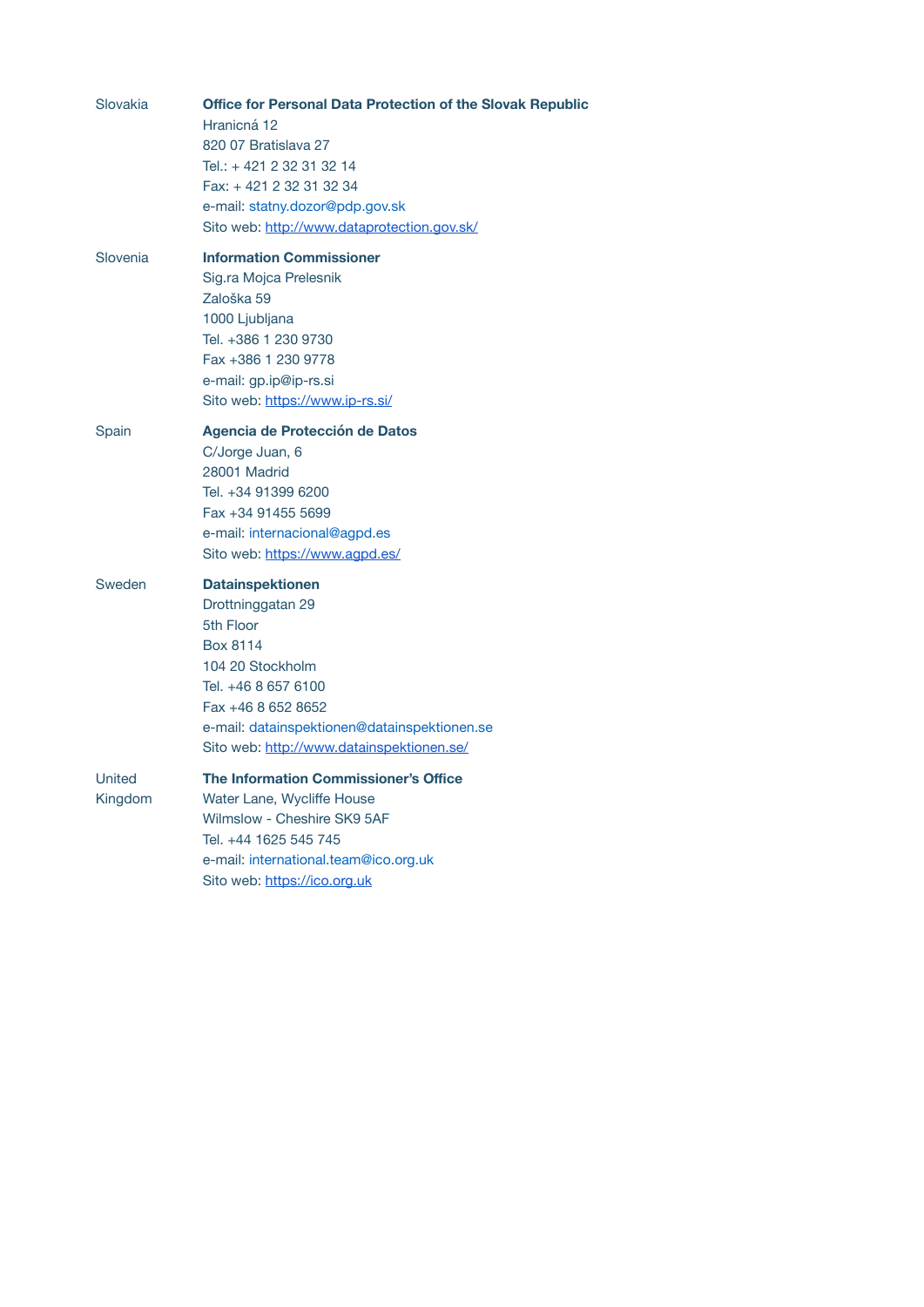| | |
|---|---|
| Slovakia | **Office for Personal Data Protection of the Slovak Republic**<br>Hranicná 12<br>820 07 Bratislava 27<br>Tel.: + 421 2 32 31 32 14<br>Fax: + 421 2 32 31 32 34<br>e-mail: statny.dozor@pdp.gov.sk<br>Sito web: http://www.dataprotection.gov.sk/ |
| Slovenia | **Information Commissioner**<br>Sig.ra Mojca Prelesnik<br>Zaloška 59<br>1000 Ljubljana<br>Tel. +386 1 230 9730<br>Fax +386 1 230 9778<br>e-mail: gp.ip@ip-rs.si<br>Sito web: https://www.ip-rs.si/ |
| Spain | **Agencia de Protección de Datos**<br>C/Jorge Juan, 6<br>28001 Madrid<br>Tel. +34 91399 6200<br>Fax +34 91455 5699<br>e-mail: internacional@agpd.es<br>Sito web: https://www.agpd.es/ |
| Sweden | **Datainspektionen**<br>Drottninggatan 29<br>5th Floor<br>Box 8114<br>104 20 Stockholm<br>Tel. +46 8 657 6100<br>Fax +46 8 652 8652<br>e-mail: datainspektionen@datainspektionen.se<br>Sito web: http://www.datainspektionen.se/ |
| United Kingdom | **The Information Commissioner's Office**<br>Water Lane, Wycliffe House<br>Wilmslow - Cheshire SK9 5AF<br>Tel. +44 1625 545 745<br>e-mail: international.team@ico.org.uk<br>Sito web: https://ico.org.uk |